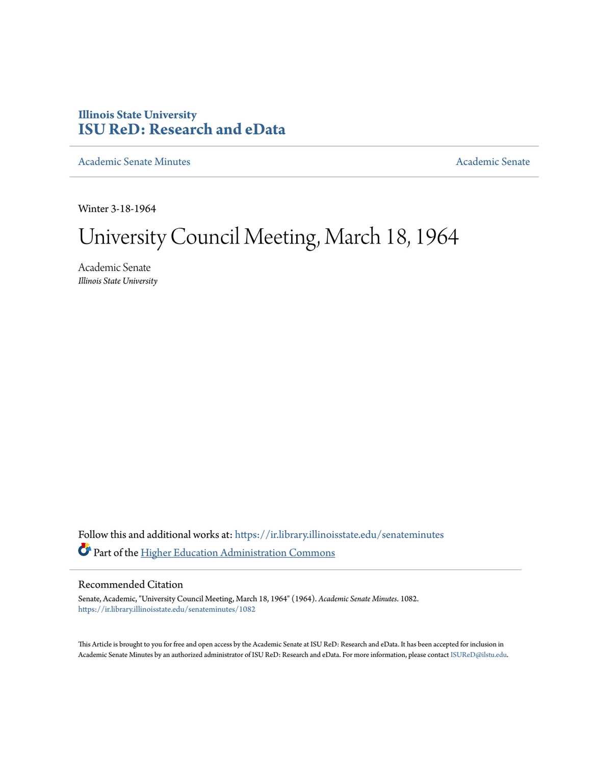Illinois State University
**ISU ReD: Research and eData**

Academic Senate Minutes | Academic Senate

Winter 3-18-1964

# University Council Meeting, March 18, 1964

Academic Senate
*Illinois State University*

Follow this and additional works at: https://ir.library.illinoisstate.edu/senateminutes

Part of the Higher Education Administration Commons

## Recommended Citation

Senate, Academic, "University Council Meeting, March 18, 1964" (1964). *Academic Senate Minutes*. 1082.
https://ir.library.illinoisstate.edu/senateminutes/1082

This Article is brought to you for free and open access by the Academic Senate at ISU ReD: Research and eData. It has been accepted for inclusion in Academic Senate Minutes by an authorized administrator of ISU ReD: Research and eData. For more information, please contact ISUReD@ilstu.edu.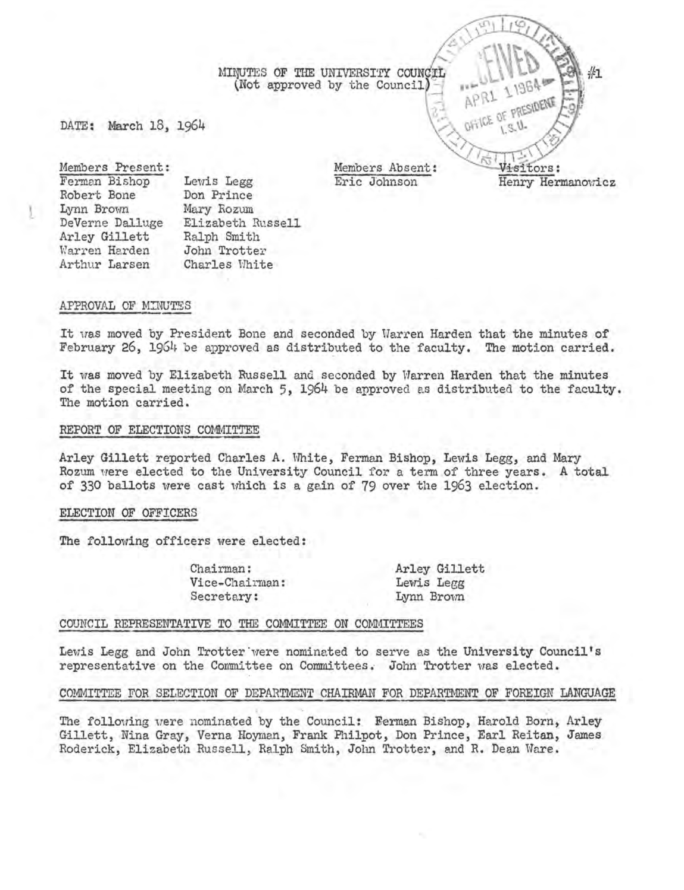MINUTES OF THE UNIVERSITY COUNCIL
(Not approved by the Council)

#1

RECEIVED
APR 1 1964
OFFICE OF PRESIDENT
I.S.U.

DATE: March 18, 1964

| Members Present: | | Members Absent: | Visitors: |
|---|---|---|---|
| Ferman Bishop | Lewis Legg | Eric Johnson | Henry Hermanowicz |
| Robert Bone | Don Prince | | |
| Lynn Brown | Mary Rozum | | |
| DeVerne Dalluge | Elizabeth Russell | | |
| Arley Gillett | Ralph Smith | | |
| Warren Harden | John Trotter | | |
| Arthur Larsen | Charles White | | |

## APPROVAL OF MINUTES

It was moved by President Bone and seconded by Warren Harden that the minutes of February 26, 1964 be approved as distributed to the faculty. The motion carried.

It was moved by Elizabeth Russell and seconded by Warren Harden that the minutes of the special meeting on March 5, 1964 be approved as distributed to the faculty. The motion carried.

## REPORT OF ELECTIONS COMMITTEE

Arley Gillett reported Charles A. White, Ferman Bishop, Lewis Legg, and Mary Rozum were elected to the University Council for a term of three years. A total of 330 ballots were cast which is a gain of 79 over the 1963 election.

## ELECTION OF OFFICERS

The following officers were elected:

| | |
|---|---|
| Chairman: | Arley Gillett |
| Vice-Chairman: | Lewis Legg |
| Secretary: | Lynn Brown |

## COUNCIL REPRESENTATIVE TO THE COMMITTEE ON COMMITTEES

Lewis Legg and John Trotter were nominated to serve as the University Council's representative on the Committee on Committees. John Trotter was elected.

## COMMITTEE FOR SELECTION OF DEPARTMENT CHAIRMAN FOR DEPARTMENT OF FOREIGN LANGUAGE

The following were nominated by the Council: Ferman Bishop, Harold Born, Arley Gillett, Nina Gray, Verna Hoyman, Frank Philpot, Don Prince, Earl Reitan, James Roderick, Elizabeth Russell, Ralph Smith, John Trotter, and R. Dean Ware.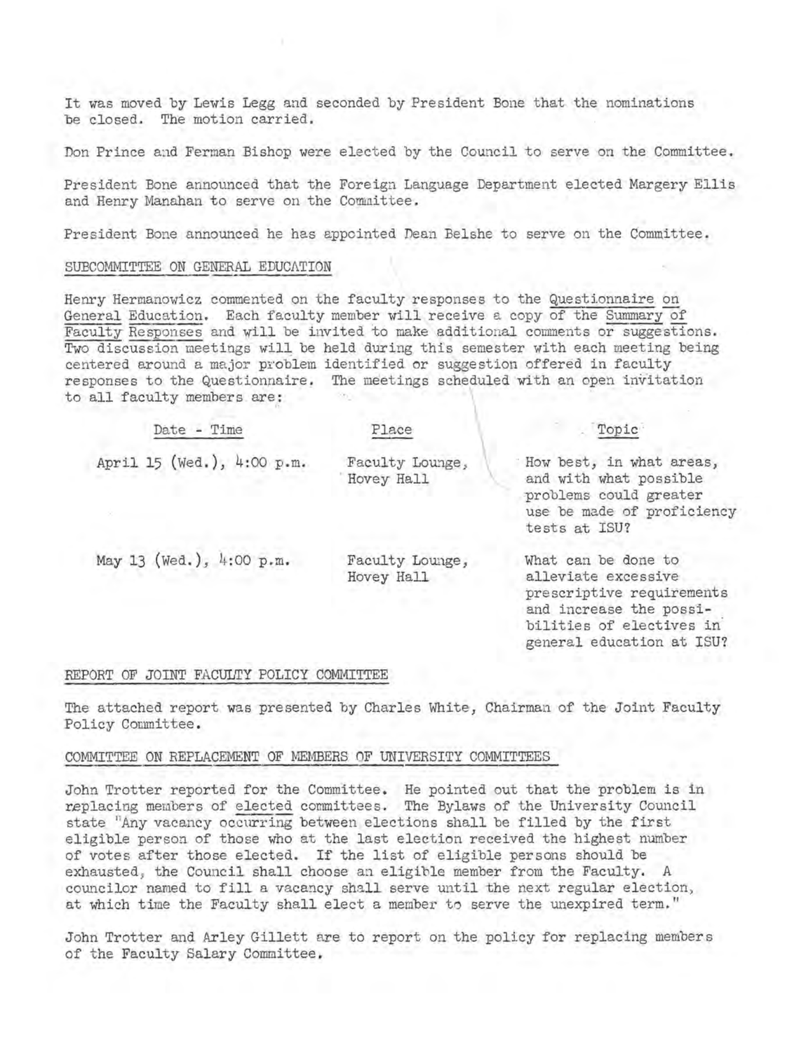It was moved by Lewis Legg and seconded by President Bone that the nominations be closed. The motion carried.

Don Prince and Ferman Bishop were elected by the Council to serve on the Committee.

President Bone announced that the Foreign Language Department elected Margery Ellis and Henry Manahan to serve on the Committee.

President Bone announced he has appointed Dean Belshe to serve on the Committee.

## SUBCOMMITTEE ON GENERAL EDUCATION

Henry Hermanowicz commented on the faculty responses to the Questionnaire on General Education. Each faculty member will receive a copy of the Summary of Faculty Responses and will be invited to make additional comments or suggestions. Two discussion meetings will be held during this semester with each meeting being centered around a major problem identified or suggestion offered in faculty responses to the Questionnaire. The meetings scheduled with an open invitation to all faculty members are:

| Date - Time | Place | Topic |
|---|---|---|
| April 15 (Wed.), 4:00 p.m. | Faculty Lounge, Hovey Hall | How best, in what areas, and with what possible problems could greater use be made of proficiency tests at ISU? |
| May 13 (Wed.), 4:00 p.m. | Faculty Lounge, Hovey Hall | What can be done to alleviate excessive prescriptive requirements and increase the possibilities of electives in general education at ISU? |

## REPORT OF JOINT FACULTY POLICY COMMITTEE

The attached report was presented by Charles White, Chairman of the Joint Faculty Policy Committee.

## COMMITTEE ON REPLACEMENT OF MEMBERS OF UNIVERSITY COMMITTEES

John Trotter reported for the Committee. He pointed out that the problem is in replacing members of elected committees. The Bylaws of the University Council state "Any vacancy occurring between elections shall be filled by the first eligible person of those who at the last election received the highest number of votes after those elected. If the list of eligible persons should be exhausted, the Council shall choose an eligible member from the Faculty. A councilor named to fill a vacancy shall serve until the next regular election, at which time the Faculty shall elect a member to serve the unexpired term."

John Trotter and Arley Gillett are to report on the policy for replacing members of the Faculty Salary Committee.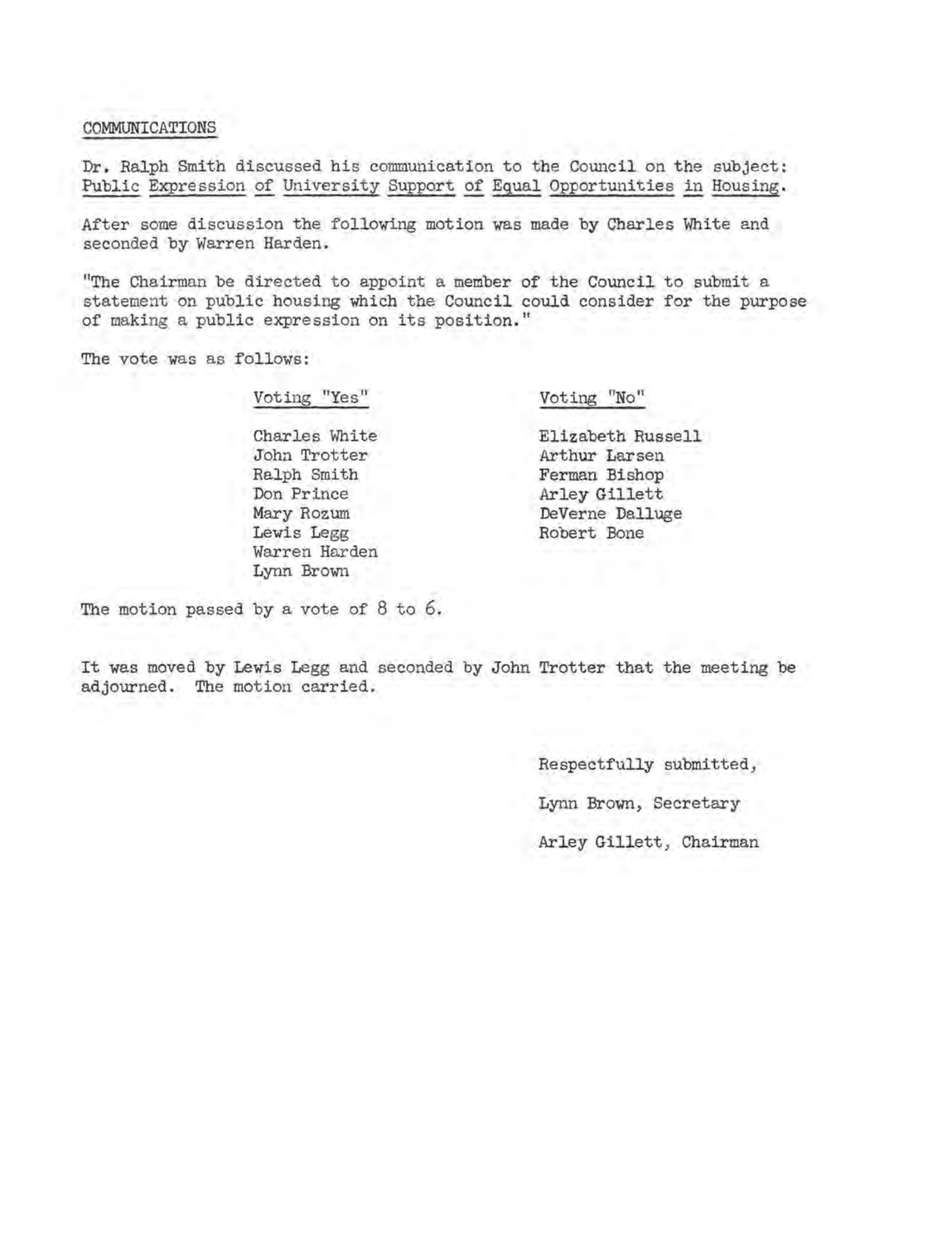COMMUNICATIONS

Dr. Ralph Smith discussed his communication to the Council on the subject: Public Expression of University Support of Equal Opportunities in Housing.

After some discussion the following motion was made by Charles White and seconded by Warren Harden.

"The Chairman be directed to appoint a member of the Council to submit a statement on public housing which the Council could consider for the purpose of making a public expression on its position."

The vote was as follows:

| Voting "Yes" | Voting "No" |
|---|---|
| Charles White | Elizabeth Russell |
| John Trotter | Arthur Larsen |
| Ralph Smith | Ferman Bishop |
| Don Prince | Arley Gillett |
| Mary Rozum | DeVerne Dalluge |
| Lewis Legg | Robert Bone |
| Warren Harden | |
| Lynn Brown | |

The motion passed by a vote of 8 to 6.

It was moved by Lewis Legg and seconded by John Trotter that the meeting be adjourned. The motion carried.

Respectfully submitted,

Lynn Brown, Secretary

Arley Gillett, Chairman